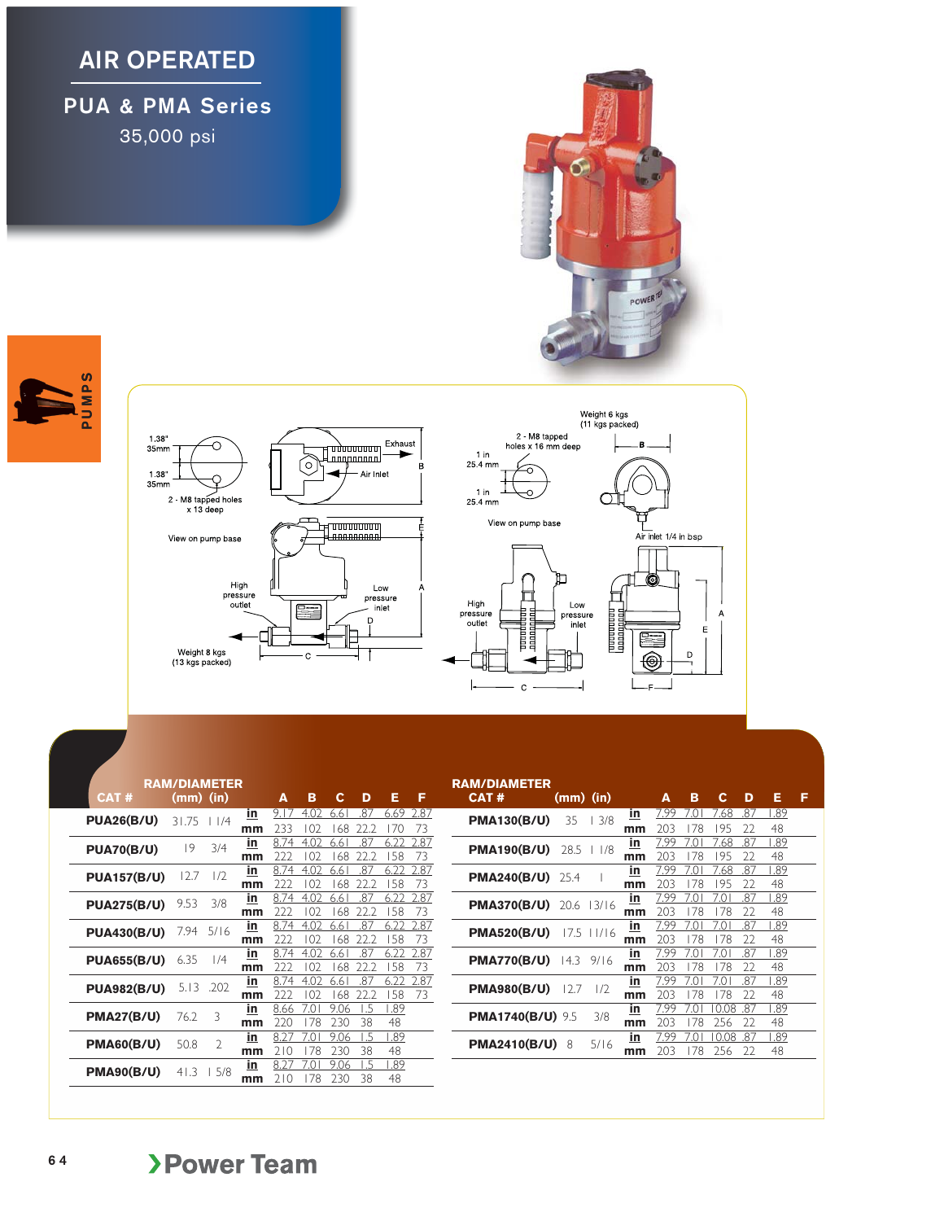# AIR OPERATED

## PUA & PMA Series

35,000 psi

PUMPS

1.38"
35mm

1.38"
35mm

2 - M8 tapped holes
x 13 deep

View on pump base

Exhaust

Air Inlet

B

E

A

High pressure outlet

Low pressure inlet

D

C

Weight 8 kgs
(13 kgs packed)

Weight 6 kgs
(11 kgs packed)

2 - M8 tapped holes x 16 mm deep

1 in
25.4 mm

1 in
25.4 mm

View on pump base

B

Air inlet 1/4 in bsp

High pressure outlet

Low pressure inlet

C

A

E

D

F

| CAT # | RAM/DIAMETER (mm) | (in) | | A | B | C | D | E | F |
|---|---|---|---|---|---|---|---|---|---|
| PUA26(B/U) | 31.75 | 1 1/4 | in | 9.17 | 4.02 | 6.61 | .87 | 6.69 | 2.87 |
| | | | mm | 233 | 102 | 168 | 22.2 | 170 | 73 |
| PUA70(B/U) | 19 | 3/4 | in | 8.74 | 4.02 | 6.61 | .87 | 6.22 | 2.87 |
| | | | mm | 222 | 102 | 168 | 22.2 | 158 | 73 |
| PUA157(B/U) | 12.7 | 1/2 | in | 8.74 | 4.02 | 6.61 | .87 | 6.22 | 2.87 |
| | | | mm | 222 | 102 | 168 | 22.2 | 158 | 73 |
| PUA275(B/U) | 9.53 | 3/8 | in | 8.74 | 4.02 | 6.61 | .87 | 6.22 | 2.87 |
| | | | mm | 222 | 102 | 168 | 22.2 | 158 | 73 |
| PUA430(B/U) | 7.94 | 5/16 | in | 8.74 | 4.02 | 6.61 | .87 | 6.22 | 2.87 |
| | | | mm | 222 | 102 | 168 | 22.2 | 158 | 73 |
| PUA655(B/U) | 6.35 | 1/4 | in | 8.74 | 4.02 | 6.61 | .87 | 6.22 | 2.87 |
| | | | mm | 222 | 102 | 168 | 22.2 | 158 | 73 |
| PUA982(B/U) | 5.13 | .202 | in | 8.74 | 4.02 | 6.61 | .87 | 6.22 | 2.87 |
| | | | mm | 222 | 102 | 168 | 22.2 | 158 | 73 |
| PMA27(B/U) | 76.2 | 3 | in | 8.66 | 7.01 | 9.06 | 1.5 | 1.89 | |
| | | | mm | 220 | 178 | 230 | 38 | 48 | |
| PMA60(B/U) | 50.8 | 2 | in | 8.27 | 7.01 | 9.06 | 1.5 | 1.89 | |
| | | | mm | 210 | 178 | 230 | 38 | 48 | |
| PMA90(B/U) | 41.3 | 1 5/8 | in | 8.27 | 7.01 | 9.06 | 1.5 | 1.89 | |
| | | | mm | 210 | 178 | 230 | 38 | 48 | |

| CAT # | RAM/DIAMETER (mm) | (in) | | A | B | C | D | E | F |
|---|---|---|---|---|---|---|---|---|---|
| PMA130(B/U) | 35 | 1 3/8 | in | 7.99 | 7.01 | 7.68 | .87 | 1.89 | |
| | | | mm | 203 | 178 | 195 | 22 | 48 | |
| PMA190(B/U) | 28.5 | 1 1/8 | in | 7.99 | 7.01 | 7.68 | .87 | 1.89 | |
| | | | mm | 203 | 178 | 195 | 22 | 48 | |
| PMA240(B/U) | 25.4 | 1 | in | 7.99 | 7.01 | 7.68 | .87 | 1.89 | |
| | | | mm | 203 | 178 | 195 | 22 | 48 | |
| PMA370(B/U) | 20.6 | 13/16 | in | 7.99 | 7.01 | 7.01 | .87 | 1.89 | |
| | | | mm | 203 | 178 | 178 | 22 | 48 | |
| PMA520(B/U) | 17.5 | 11/16 | in | 7.99 | 7.01 | 7.01 | .87 | 1.89 | |
| | | | mm | 203 | 178 | 178 | 22 | 48 | |
| PMA770(B/U) | 14.3 | 9/16 | in | 7.99 | 7.01 | 7.01 | .87 | 1.89 | |
| | | | mm | 203 | 178 | 178 | 22 | 48 | |
| PMA980(B/U) | 12.7 | 1/2 | in | 7.99 | 7.01 | 7.01 | .87 | 1.89 | |
| | | | mm | 203 | 178 | 178 | 22 | 48 | |
| PMA1740(B/U) | 9.5 | 3/8 | in | 7.99 | 7.01 | 10.08 | .87 | 1.89 | |
| | | | mm | 203 | 178 | 256 | 22 | 48 | |
| PMA2410(B/U) | 8 | 5/16 | in | 7.99 | 7.01 | 10.08 | .87 | 1.89 | |
| | | | mm | 203 | 178 | 256 | 22 | 48 | |

Power Team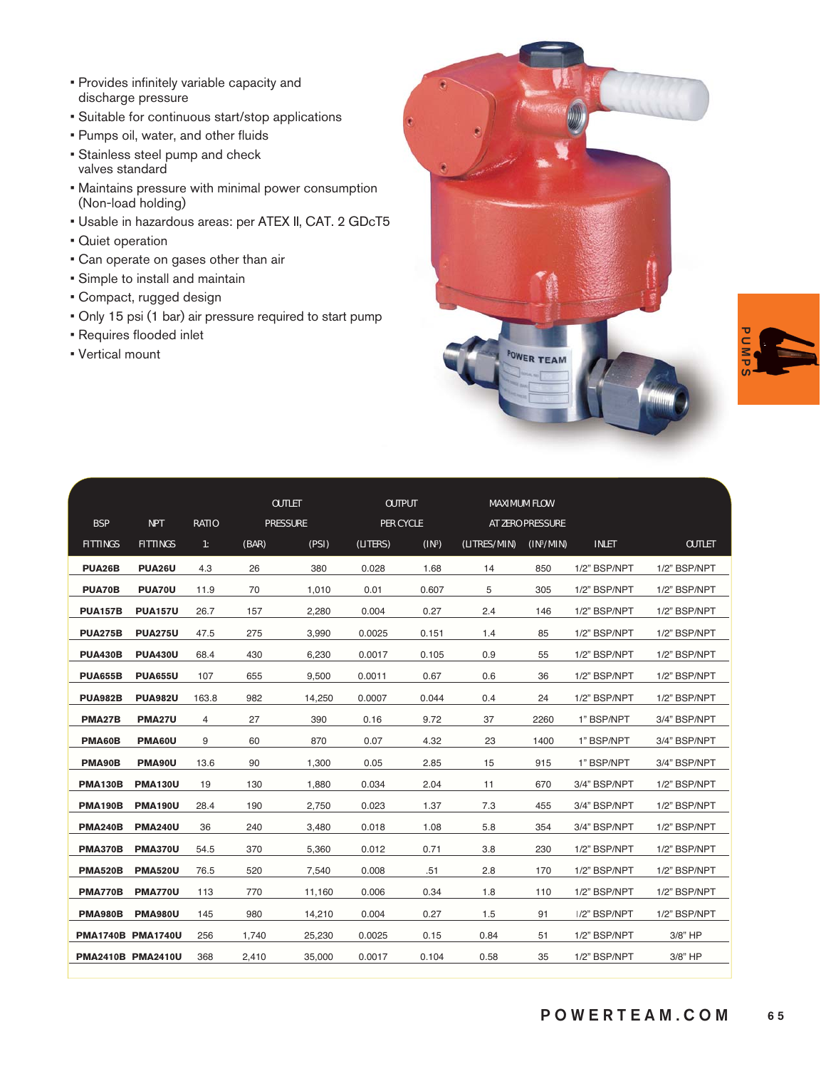- Provides infinitely variable capacity and discharge pressure
- Suitable for continuous start/stop applications
- Pumps oil, water, and other fluids
- Stainless steel pump and check valves standard
- Maintains pressure with minimal power consumption (Non-load holding)
- Usable in hazardous areas: per ATEX II, CAT. 2 GDcT5
- Quiet operation
- Can operate on gases other than air
- Simple to install and maintain
- Compact, rugged design
- Only 15 psi (1 bar) air pressure required to start pump
- Requires flooded inlet
- Vertical mount

| BSP FITTINGS | NPT FITTINGS | RATIO 1: | OUTLET PRESSURE (BAR) | OUTLET PRESSURE (PSI) | OUTPUT PER CYCLE (LITERS) | OUTPUT PER CYCLE (IN³) | MAXIMUM FLOW AT ZERO PRESSURE (LITRES/MIN) | MAXIMUM FLOW AT ZERO PRESSURE (IN³/MIN) | INLET | OUTLET |
|---|---|---|---|---|---|---|---|---|---|---|
| **PUA26B** | **PUA26U** | 4.3 | 26 | 380 | 0.028 | 1.68 | 14 | 850 | 1/2" BSP/NPT | 1/2" BSP/NPT |
| **PUA70B** | **PUA70U** | 11.9 | 70 | 1,010 | 0.01 | 0.607 | 5 | 305 | 1/2" BSP/NPT | 1/2" BSP/NPT |
| **PUA157B** | **PUA157U** | 26.7 | 157 | 2,280 | 0.004 | 0.27 | 2.4 | 146 | 1/2" BSP/NPT | 1/2" BSP/NPT |
| **PUA275B** | **PUA275U** | 47.5 | 275 | 3,990 | 0.0025 | 0.151 | 1.4 | 85 | 1/2" BSP/NPT | 1/2" BSP/NPT |
| **PUA430B** | **PUA430U** | 68.4 | 430 | 6,230 | 0.0017 | 0.105 | 0.9 | 55 | 1/2" BSP/NPT | 1/2" BSP/NPT |
| **PUA655B** | **PUA655U** | 107 | 655 | 9,500 | 0.0011 | 0.67 | 0.6 | 36 | 1/2" BSP/NPT | 1/2" BSP/NPT |
| **PUA982B** | **PUA982U** | 163.8 | 982 | 14,250 | 0.0007 | 0.044 | 0.4 | 24 | 1/2" BSP/NPT | 1/2" BSP/NPT |
| **PMA27B** | **PMA27U** | 4 | 27 | 390 | 0.16 | 9.72 | 37 | 2260 | 1" BSP/NPT | 3/4" BSP/NPT |
| **PMA60B** | **PMA60U** | 9 | 60 | 870 | 0.07 | 4.32 | 23 | 1400 | 1" BSP/NPT | 3/4" BSP/NPT |
| **PMA90B** | **PMA90U** | 13.6 | 90 | 1,300 | 0.05 | 2.85 | 15 | 915 | 1" BSP/NPT | 3/4" BSP/NPT |
| **PMA130B** | **PMA130U** | 19 | 130 | 1,880 | 0.034 | 2.04 | 11 | 670 | 3/4" BSP/NPT | 1/2" BSP/NPT |
| **PMA190B** | **PMA190U** | 28.4 | 190 | 2,750 | 0.023 | 1.37 | 7.3 | 455 | 3/4" BSP/NPT | 1/2" BSP/NPT |
| **PMA240B** | **PMA240U** | 36 | 240 | 3,480 | 0.018 | 1.08 | 5.8 | 354 | 3/4" BSP/NPT | 1/2" BSP/NPT |
| **PMA370B** | **PMA370U** | 54.5 | 370 | 5,360 | 0.012 | 0.71 | 3.8 | 230 | 1/2" BSP/NPT | 1/2" BSP/NPT |
| **PMA520B** | **PMA520U** | 76.5 | 520 | 7,540 | 0.008 | .51 | 2.8 | 170 | 1/2" BSP/NPT | 1/2" BSP/NPT |
| **PMA770B** | **PMA770U** | 113 | 770 | 11,160 | 0.006 | 0.34 | 1.8 | 110 | 1/2" BSP/NPT | 1/2" BSP/NPT |
| **PMA980B** | **PMA980U** | 145 | 980 | 14,210 | 0.004 | 0.27 | 1.5 | 91 | I/2" BSP/NPT | 1/2" BSP/NPT |
| **PMA1740B** | **PMA1740U** | 256 | 1,740 | 25,230 | 0.0025 | 0.15 | 0.84 | 51 | 1/2" BSP/NPT | 3/8" HP |
| **PMA2410B** | **PMA2410U** | 368 | 2,410 | 35,000 | 0.0017 | 0.104 | 0.58 | 35 | 1/2" BSP/NPT | 3/8" HP |

POWERTEAM.COM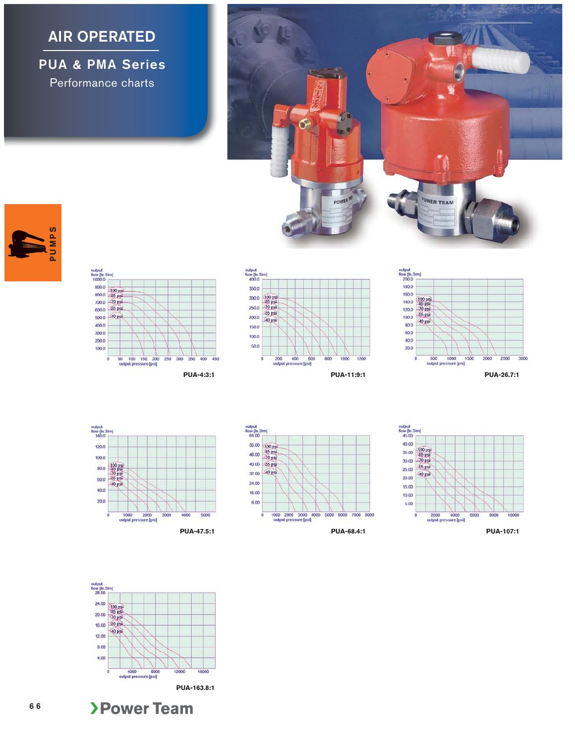# AIR OPERATED

## PUA & PMA Series

Performance charts

PUMPS

output
flow [In.3/m]
1000.0
900.0
800.0
700.0
600.0
500.0
400.0
300.0
200.0
100.0
0
100 psi
85 psi
70 psi
55 psi
40 psi
50 100 150 200 250 300 350 400 450
output pressure [psi]

**PUA-4:3:1**

output
flow [In.3/m]
400.0
350.0
300.0
250.0
200.0
150.0
100.0
50.0
0
100 psi
85 psi
70 psi
55 psi
40 psi
200 400 600 800 1000 1200
output pressure [psi]

**PUA-11:9:1**

output
flow [In.3/m]
200.0
180.0
160.0
140.0
120.0
100.0
80.0
60.0
40.0
20.0
0
100 psi
85 psi
70 psi
55 psi
40 psi
500 1000 1500 2000 2500 3000
output pressure [psi]

**PUA-26.7:1**

output
flow [In.3/m]
140.0
120.0
100.0
80.0
60.0
40.0
20.0
0
100 psi
85 psi
70 psi
55 psi
40 psi
1000 2000 3000 4000 5000
output pressure [psi]

**PUA-47.5:1**

output
flow [In.3/m]
64.00
56.00
48.00
40.00
32.00
24.00
16.00
8.00
0
100 psi
85 psi
70 psi
55 psi
40 psi
1000 2000 3000 4000 5000 6000 7000 8000
output pressure [psi]

**PUA-68.4:1**

output
flow [In.3/m]
45.00
40.00
35.00
30.00
25.00
20.00
15.00
10.00
5.00
0
100 psi
85 psi
70 psi
55 psi
40 psi
2000 4000 6000 8000 10000
output pressure [psi]

**PUA-107:1**

output
flow [In.3/m]
28.00
24.00
20.00
16.00
12.00
8.00
4.00
0
100 psi
85 psi
70 psi
55 psi
40 psi
4000 8000 12000 16000
output pressure [psi]

**PUA-163.8:1**

Power Team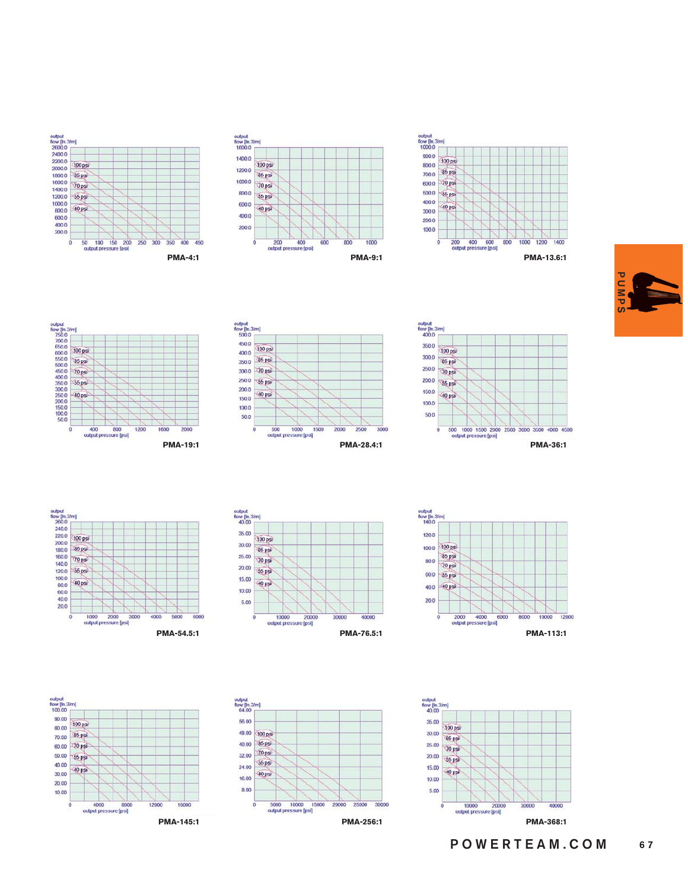output
flow [in.3/m]
2600.0
2400.0
2200.0
2000.0
1800.0
1600.0
1400.0
1200.0
1000.0
800.0
600.0
400.0
200.0
0 50 100 150 200 250 300 350 400 450
output pressure [psi]
100 psi
85 psi
70 psi
55 psi
40 psi

**PMA-4:1**

output
flow [in.3/m]
1600.0
1400.0
1200.0
1000.0
800.0
600.0
400.0
200.0
0 200 400 600 800 1000
output pressure [psi]
100 psi
85 psi
70 psi
55 psi
40 psi

**PMA-9:1**

output
flow [in.3/m]
1000.0
900.0
800.0
700.0
600.0
500.0
400.0
300.0
200.0
100.0
0 200 400 600 800 1000 1200 1400
output pressure [psi]
100 psi
85 psi
70 psi
55 psi
40 psi

**PMA-13.6:1**

output
flow [in.3/m]
750.0
700.0
650.0
600.0
550.0
500.0
450.0
400.0
350.0
300.0
250.0
200.0
150.0
100.0
50.0
0 400 800 1200 1600 2000
output pressure [psi]
100 psi
85 psi
70 psi
55 psi
40 psi

**PMA-19:1**

output
flow [in.3/m]
500.0
450.0
400.0
350.0
300.0
250.0
200.0
150.0
100.0
50.0
0 500 1000 1500 2000 2500 3000
output pressure [psi]
100 psi
85 psi
70 psi
55 psi
40 psi

**PMA-28.4:1**

output
flow [in.3/m]
400.0
350.0
300.0
250.0
200.0
150.0
100.0
50.0
0 500 1000 1500 2000 2500 3000 3500 4000 4500
output pressure [psi]
100 psi
85 psi
70 psi
55 psi
40 psi

**PMA-36:1**

output
flow [in.3/m]
260.0
240.0
220.0
200.0
180.0
160.0
140.0
120.0
100.0
80.0
60.0
40.0
20.0
0 1000 2000 3000 4000 5000 6000
output pressure [psi]
100 psi
85 psi
70 psi
55 psi
40 psi

**PMA-54.5:1**

output
flow [in.3/m]
40.00
35.00
30.00
25.00
20.00
15.00
10.00
5.00
0 10000 20000 30000 40000
output pressure [psi]
100 psi
85 psi
70 psi
55 psi
40 psi

**PMA-76.5:1**

output
flow [in.3/m]
140.0
120.0
100.0
80.0
60.0
40.0
20.0
0 2000 4000 6000 8000 10000 12000
output pressure [psi]
100 psi
85 psi
70 psi
55 psi
40 psi

**PMA-113:1**

output
flow [in.3/m]
100.00
90.00
80.00
70.00
60.00
50.00
40.00
30.00
20.00
10.00
0 4000 8000 12000 16000
output pressure [psi]
100 psi
85 psi
70 psi
55 psi
40 psi

**PMA-145:1**

output
flow [in.3/m]
64.00
56.00
48.00
40.00
32.00
24.00
16.00
8.00
0 5000 10000 15000 20000 25000 30000
output pressure [psi]
100 psi
85 psi
70 psi
55 psi
40 psi

**PMA-256:1**

output
flow [in.3/m]
40.00
35.00
30.00
25.00
20.00
15.00
10.00
5.00
0 10000 20000 30000 40000
output pressure [psi]
100 psi
85 psi
70 psi
55 psi
40 psi

**PMA-368:1**